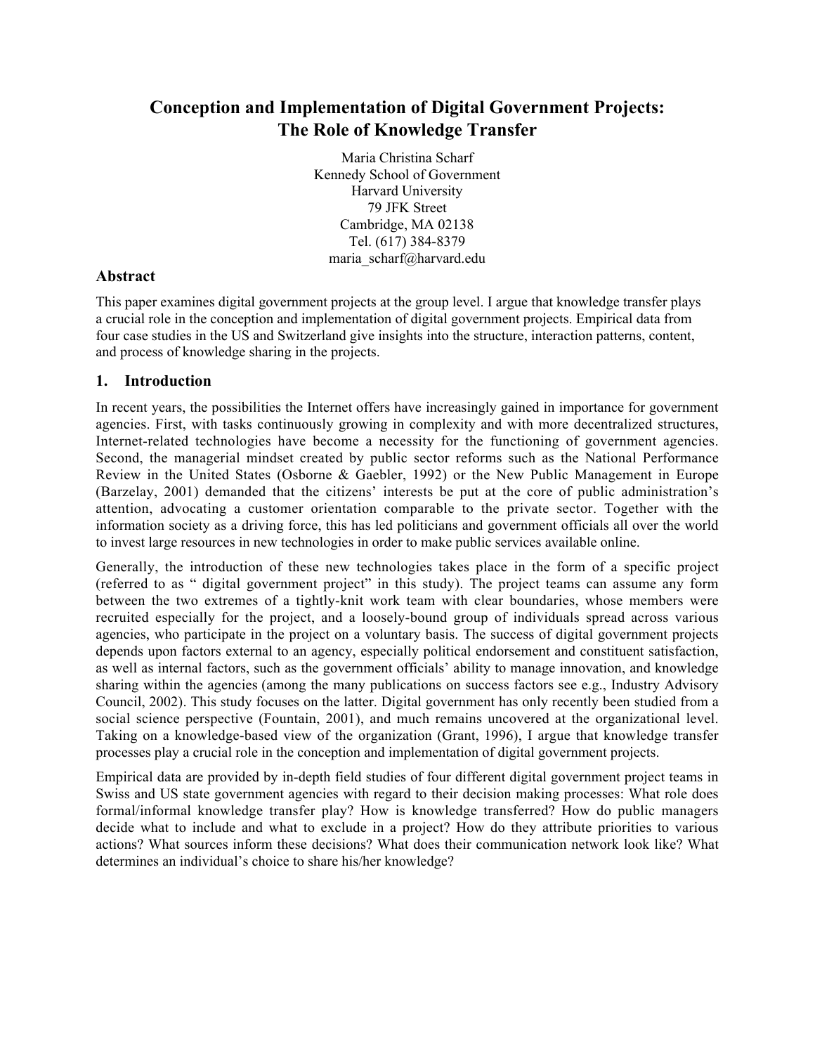# Conception and Implementation of Digital Government Projects: The Role of Knowledge Transfer

Maria Christina Scharf
Kennedy School of Government
Harvard University
79 JFK Street
Cambridge, MA 02138
Tel. (617) 384-8379
maria_scharf@harvard.edu

## Abstract

This paper examines digital government projects at the group level. I argue that knowledge transfer plays a crucial role in the conception and implementation of digital government projects. Empirical data from four case studies in the US and Switzerland give insights into the structure, interaction patterns, content, and process of knowledge sharing in the projects.

## 1. Introduction

In recent years, the possibilities the Internet offers have increasingly gained in importance for government agencies. First, with tasks continuously growing in complexity and with more decentralized structures, Internet-related technologies have become a necessity for the functioning of government agencies. Second, the managerial mindset created by public sector reforms such as the National Performance Review in the United States (Osborne & Gaebler, 1992) or the New Public Management in Europe (Barzelay, 2001) demanded that the citizens' interests be put at the core of public administration's attention, advocating a customer orientation comparable to the private sector. Together with the information society as a driving force, this has led politicians and government officials all over the world to invest large resources in new technologies in order to make public services available online.

Generally, the introduction of these new technologies takes place in the form of a specific project (referred to as " digital government project" in this study). The project teams can assume any form between the two extremes of a tightly-knit work team with clear boundaries, whose members were recruited especially for the project, and a loosely-bound group of individuals spread across various agencies, who participate in the project on a voluntary basis. The success of digital government projects depends upon factors external to an agency, especially political endorsement and constituent satisfaction, as well as internal factors, such as the government officials' ability to manage innovation, and knowledge sharing within the agencies (among the many publications on success factors see e.g., Industry Advisory Council, 2002). This study focuses on the latter. Digital government has only recently been studied from a social science perspective (Fountain, 2001), and much remains uncovered at the organizational level. Taking on a knowledge-based view of the organization (Grant, 1996), I argue that knowledge transfer processes play a crucial role in the conception and implementation of digital government projects.

Empirical data are provided by in-depth field studies of four different digital government project teams in Swiss and US state government agencies with regard to their decision making processes: What role does formal/informal knowledge transfer play? How is knowledge transferred? How do public managers decide what to include and what to exclude in a project? How do they attribute priorities to various actions? What sources inform these decisions? What does their communication network look like? What determines an individual's choice to share his/her knowledge?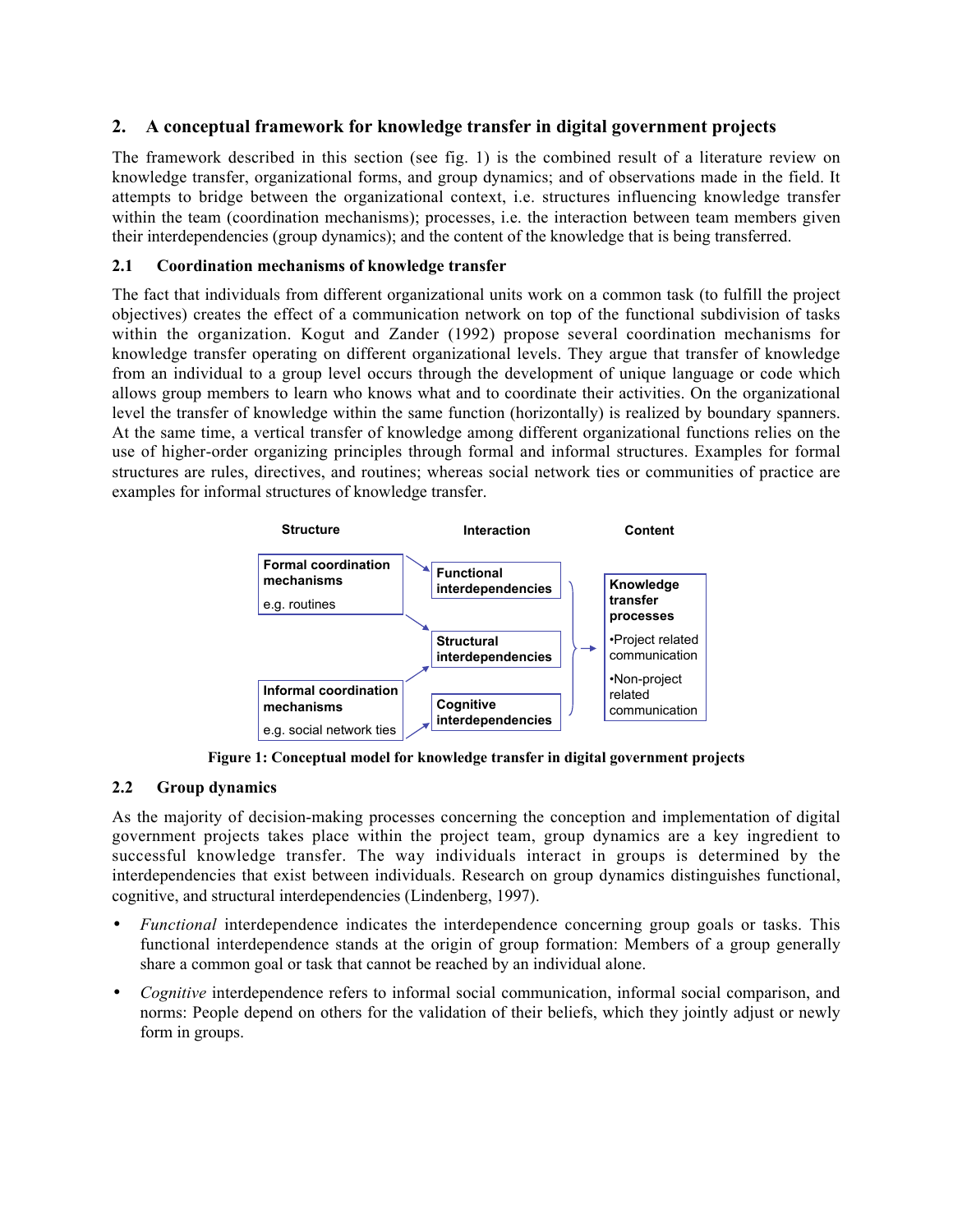## 2. A conceptual framework for knowledge transfer in digital government projects

The framework described in this section (see fig. 1) is the combined result of a literature review on knowledge transfer, organizational forms, and group dynamics; and of observations made in the field. It attempts to bridge between the organizational context, i.e. structures influencing knowledge transfer within the team (coordination mechanisms); processes, i.e. the interaction between team members given their interdependencies (group dynamics); and the content of the knowledge that is being transferred.

### 2.1 Coordination mechanisms of knowledge transfer

The fact that individuals from different organizational units work on a common task (to fulfill the project objectives) creates the effect of a communication network on top of the functional subdivision of tasks within the organization. Kogut and Zander (1992) propose several coordination mechanisms for knowledge transfer operating on different organizational levels. They argue that transfer of knowledge from an individual to a group level occurs through the development of unique language or code which allows group members to learn who knows what and to coordinate their activities. On the organizational level the transfer of knowledge within the same function (horizontally) is realized by boundary spanners. At the same time, a vertical transfer of knowledge among different organizational functions relies on the use of higher-order organizing principles through formal and informal structures. Examples for formal structures are rules, directives, and routines; whereas social network ties or communities of practice are examples for informal structures of knowledge transfer.

| Structure | Interaction | Content |
|---|---|---|
| **Formal coordination mechanisms** e.g. routines | **Functional interdependencies** | **Knowledge transfer processes** •Project related communication •Non-project related communication |
| | **Structural interdependencies** | |
| **Informal coordination mechanisms** e.g. social network ties | **Cognitive interdependencies** | |

**Figure 1: Conceptual model for knowledge transfer in digital government projects**

### 2.2 Group dynamics

As the majority of decision-making processes concerning the conception and implementation of digital government projects takes place within the project team, group dynamics are a key ingredient to successful knowledge transfer. The way individuals interact in groups is determined by the interdependencies that exist between individuals. Research on group dynamics distinguishes functional, cognitive, and structural interdependencies (Lindenberg, 1997).

- *Functional* interdependence indicates the interdependence concerning group goals or tasks. This functional interdependence stands at the origin of group formation: Members of a group generally share a common goal or task that cannot be reached by an individual alone.
- *Cognitive* interdependence refers to informal social communication, informal social comparison, and norms: People depend on others for the validation of their beliefs, which they jointly adjust or newly form in groups.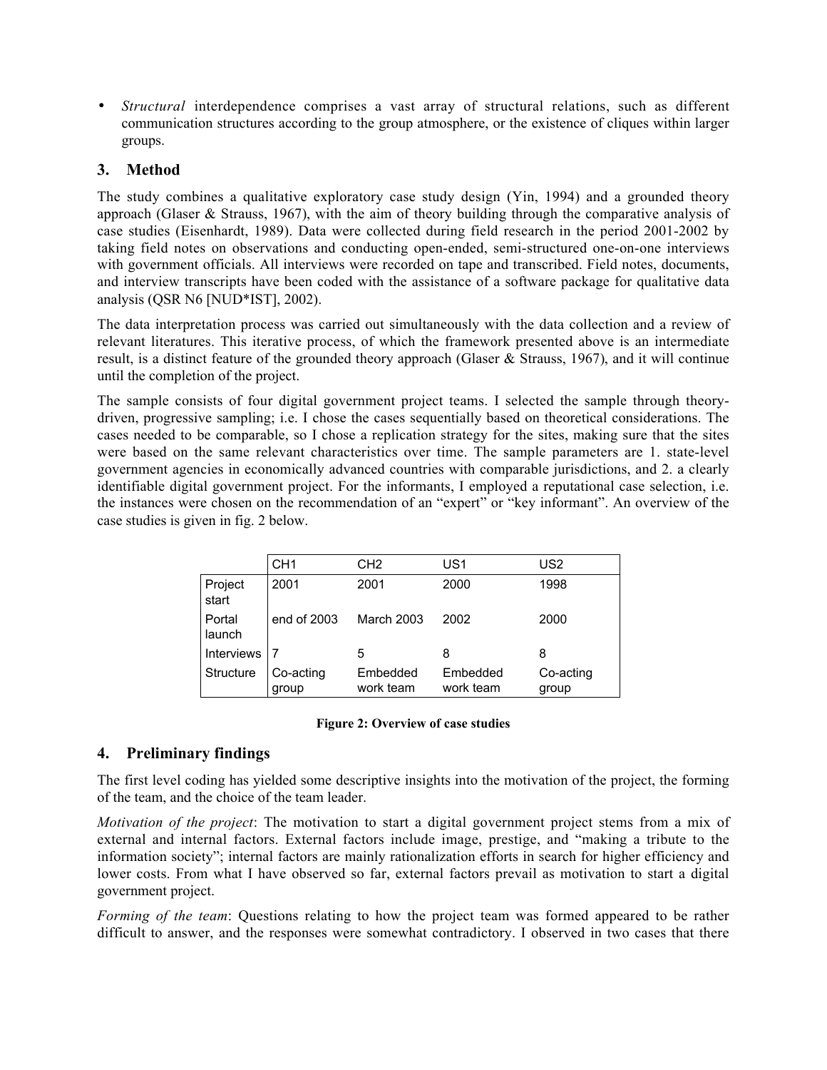- *Structural* interdependence comprises a vast array of structural relations, such as different communication structures according to the group atmosphere, or the existence of cliques within larger groups.

## 3. Method

The study combines a qualitative exploratory case study design (Yin, 1994) and a grounded theory approach (Glaser & Strauss, 1967), with the aim of theory building through the comparative analysis of case studies (Eisenhardt, 1989). Data were collected during field research in the period 2001-2002 by taking field notes on observations and conducting open-ended, semi-structured one-on-one interviews with government officials. All interviews were recorded on tape and transcribed. Field notes, documents, and interview transcripts have been coded with the assistance of a software package for qualitative data analysis (QSR N6 [NUD*IST], 2002).

The data interpretation process was carried out simultaneously with the data collection and a review of relevant literatures. This iterative process, of which the framework presented above is an intermediate result, is a distinct feature of the grounded theory approach (Glaser & Strauss, 1967), and it will continue until the completion of the project.

The sample consists of four digital government project teams. I selected the sample through theory-driven, progressive sampling; i.e. I chose the cases sequentially based on theoretical considerations. The cases needed to be comparable, so I chose a replication strategy for the sites, making sure that the sites were based on the same relevant characteristics over time. The sample parameters are 1. state-level government agencies in economically advanced countries with comparable jurisdictions, and 2. a clearly identifiable digital government project. For the informants, I employed a reputational case selection, i.e. the instances were chosen on the recommendation of an "expert" or "key informant". An overview of the case studies is given in fig. 2 below.

| | CH1 | CH2 | US1 | US2 |
|---|---|---|---|---|
| Project start | 2001 | 2001 | 2000 | 1998 |
| Portal launch | end of 2003 | March 2003 | 2002 | 2000 |
| Interviews | 7 | 5 | 8 | 8 |
| Structure | Co-acting group | Embedded work team | Embedded work team | Co-acting group |

**Figure 2: Overview of case studies**

## 4. Preliminary findings

The first level coding has yielded some descriptive insights into the motivation of the project, the forming of the team, and the choice of the team leader.

*Motivation of the project*: The motivation to start a digital government project stems from a mix of external and internal factors. External factors include image, prestige, and "making a tribute to the information society"; internal factors are mainly rationalization efforts in search for higher efficiency and lower costs. From what I have observed so far, external factors prevail as motivation to start a digital government project.

*Forming of the team*: Questions relating to how the project team was formed appeared to be rather difficult to answer, and the responses were somewhat contradictory. I observed in two cases that there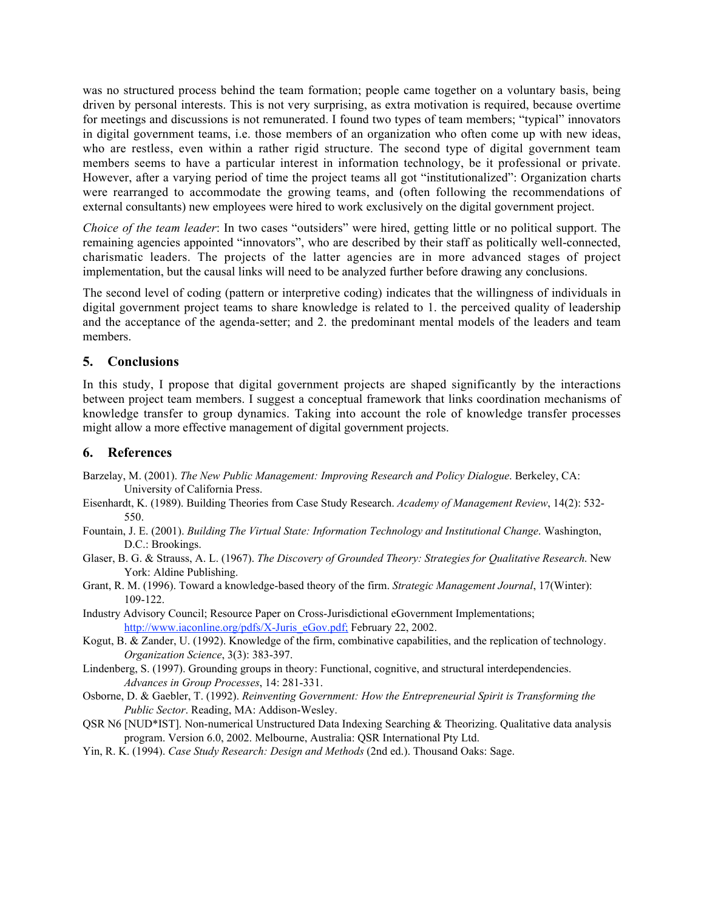was no structured process behind the team formation; people came together on a voluntary basis, being driven by personal interests. This is not very surprising, as extra motivation is required, because overtime for meetings and discussions is not remunerated. I found two types of team members; "typical" innovators in digital government teams, i.e. those members of an organization who often come up with new ideas, who are restless, even within a rather rigid structure. The second type of digital government team members seems to have a particular interest in information technology, be it professional or private. However, after a varying period of time the project teams all got "institutionalized": Organization charts were rearranged to accommodate the growing teams, and (often following the recommendations of external consultants) new employees were hired to work exclusively on the digital government project.

*Choice of the team leader*: In two cases "outsiders" were hired, getting little or no political support. The remaining agencies appointed "innovators", who are described by their staff as politically well-connected, charismatic leaders. The projects of the latter agencies are in more advanced stages of project implementation, but the causal links will need to be analyzed further before drawing any conclusions.

The second level of coding (pattern or interpretive coding) indicates that the willingness of individuals in digital government project teams to share knowledge is related to 1. the perceived quality of leadership and the acceptance of the agenda-setter; and 2. the predominant mental models of the leaders and team members.

## 5. Conclusions

In this study, I propose that digital government projects are shaped significantly by the interactions between project team members. I suggest a conceptual framework that links coordination mechanisms of knowledge transfer to group dynamics. Taking into account the role of knowledge transfer processes might allow a more effective management of digital government projects.

## 6. References

Barzelay, M. (2001). *The New Public Management: Improving Research and Policy Dialogue*. Berkeley, CA: University of California Press.

Eisenhardt, K. (1989). Building Theories from Case Study Research. *Academy of Management Review*, 14(2): 532-550.

Fountain, J. E. (2001). *Building The Virtual State: Information Technology and Institutional Change*. Washington, D.C.: Brookings.

Glaser, B. G. & Strauss, A. L. (1967). *The Discovery of Grounded Theory: Strategies for Qualitative Research*. New York: Aldine Publishing.

Grant, R. M. (1996). Toward a knowledge-based theory of the firm. *Strategic Management Journal*, 17(Winter): 109-122.

Industry Advisory Council; Resource Paper on Cross-Jurisdictional eGovernment Implementations; http://www.iaconline.org/pdfs/X-Juris_eGov.pdf; February 22, 2002.

Kogut, B. & Zander, U. (1992). Knowledge of the firm, combinative capabilities, and the replication of technology. *Organization Science*, 3(3): 383-397.

Lindenberg, S. (1997). Grounding groups in theory: Functional, cognitive, and structural interdependencies. *Advances in Group Processes*, 14: 281-331.

Osborne, D. & Gaebler, T. (1992). *Reinventing Government: How the Entrepreneurial Spirit is Transforming the Public Sector*. Reading, MA: Addison-Wesley.

QSR N6 [NUD*IST]. Non-numerical Unstructured Data Indexing Searching & Theorizing. Qualitative data analysis program. Version 6.0, 2002. Melbourne, Australia: QSR International Pty Ltd.

Yin, R. K. (1994). *Case Study Research: Design and Methods* (2nd ed.). Thousand Oaks: Sage.